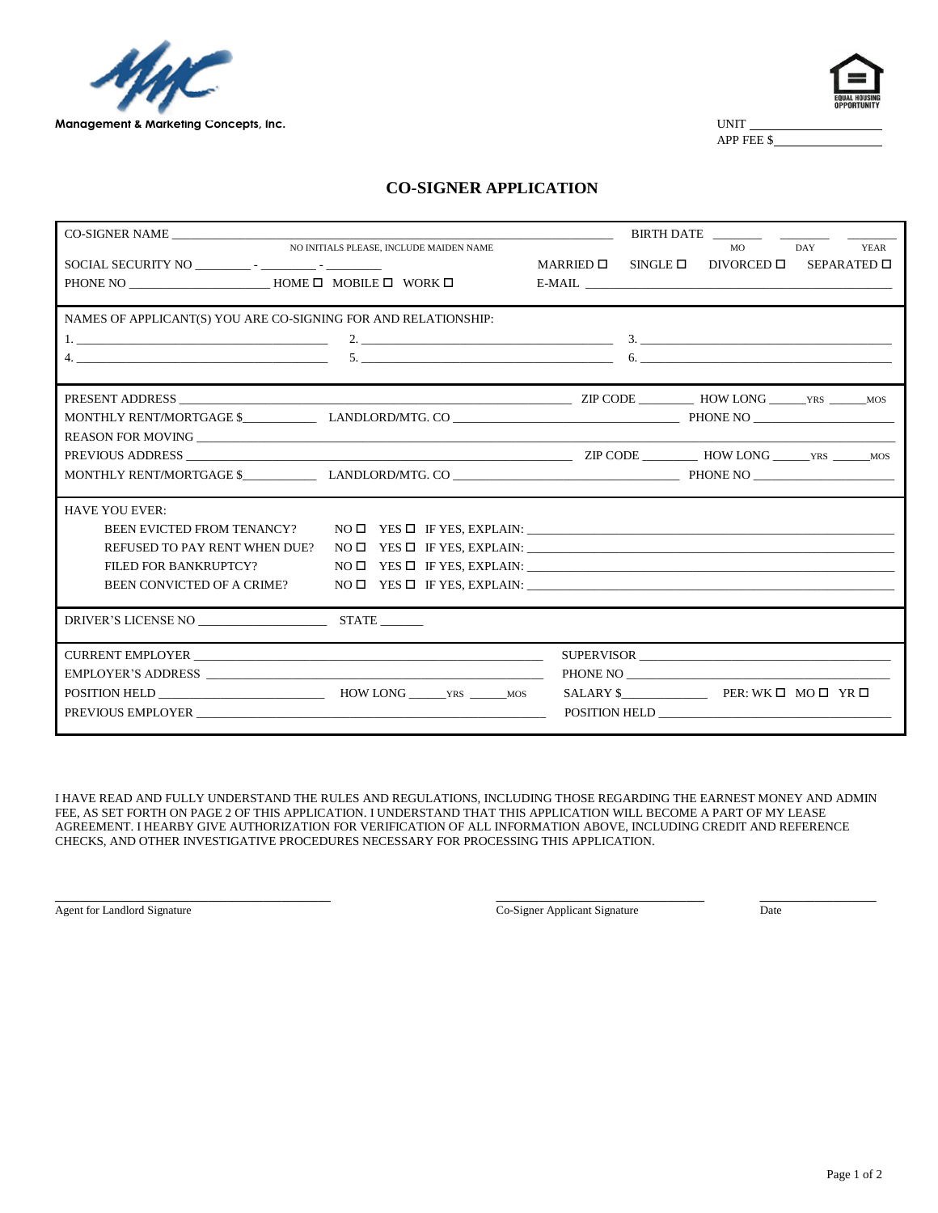Management & Marketing Concepts, Inc.

UNIT ____________________
APP FEE $________________

# CO-SIGNER APPLICATION

CO-SIGNER NAME ________________________________________ (NO INITIALS PLEASE, INCLUDE MAIDEN NAME) BIRTH DATE ______ ______ ______ (MO DAY YEAR)

SOCIAL SECURITY NO ________ - ________ - ________ MARRIED ☐ SINGLE ☐ DIVORCED ☐ SEPARATED ☐

PHONE NO ____________________ HOME ☐ MOBILE ☐ WORK ☐ E-MAIL ________________________________

NAMES OF APPLICANT(S) YOU ARE CO-SIGNING FOR AND RELATIONSHIP:

1. ______________________ 2. ______________________ 3. ______________________
4. ______________________ 5. ______________________ 6. ______________________

PRESENT ADDRESS ________________________________________ ZIP CODE ________ HOW LONG ______YRS ______MOS

MONTHLY RENT/MORTGAGE $__________ LANDLORD/MTG. CO ______________________ PHONE NO ____________________

REASON FOR MOVING ________________________________________________________________

PREVIOUS ADDRESS ________________________________________ ZIP CODE ________ HOW LONG ______YRS ______MOS

MONTHLY RENT/MORTGAGE $__________ LANDLORD/MTG. CO ______________________ PHONE NO ____________________

HAVE YOU EVER:

- BEEN EVICTED FROM TENANCY? NO ☐ YES ☐ IF YES, EXPLAIN: ________________________________
- REFUSED TO PAY RENT WHEN DUE? NO ☐ YES ☐ IF YES, EXPLAIN: ________________________________
- FILED FOR BANKRUPTCY? NO ☐ YES ☐ IF YES, EXPLAIN: ________________________________
- BEEN CONVICTED OF A CRIME? NO ☐ YES ☐ IF YES, EXPLAIN: ________________________________

DRIVER'S LICENSE NO ____________________ STATE ______

CURRENT EMPLOYER ________________________________ SUPERVISOR ____________________________

EMPLOYER'S ADDRESS ______________________________ PHONE NO ______________________________

POSITION HELD ____________________ HOW LONG ______YRS ______MOS SALARY $____________ PER: WK ☐ MO ☐ YR ☐

PREVIOUS EMPLOYER ______________________________ POSITION HELD __________________________

I HAVE READ AND FULLY UNDERSTAND THE RULES AND REGULATIONS, INCLUDING THOSE REGARDING THE EARNEST MONEY AND ADMIN FEE, AS SET FORTH ON PAGE 2 OF THIS APPLICATION. I UNDERSTAND THAT THIS APPLICATION WILL BECOME A PART OF MY LEASE AGREEMENT. I HEARBY GIVE AUTHORIZATION FOR VERIFICATION OF ALL INFORMATION ABOVE, INCLUDING CREDIT AND REFERENCE CHECKS, AND OTHER INVESTIGATIVE PROCEDURES NECESSARY FOR PROCESSING THIS APPLICATION.

______________________________ Agent for Landlord Signature

______________________________ Co-Signer Applicant Signature

______________ Date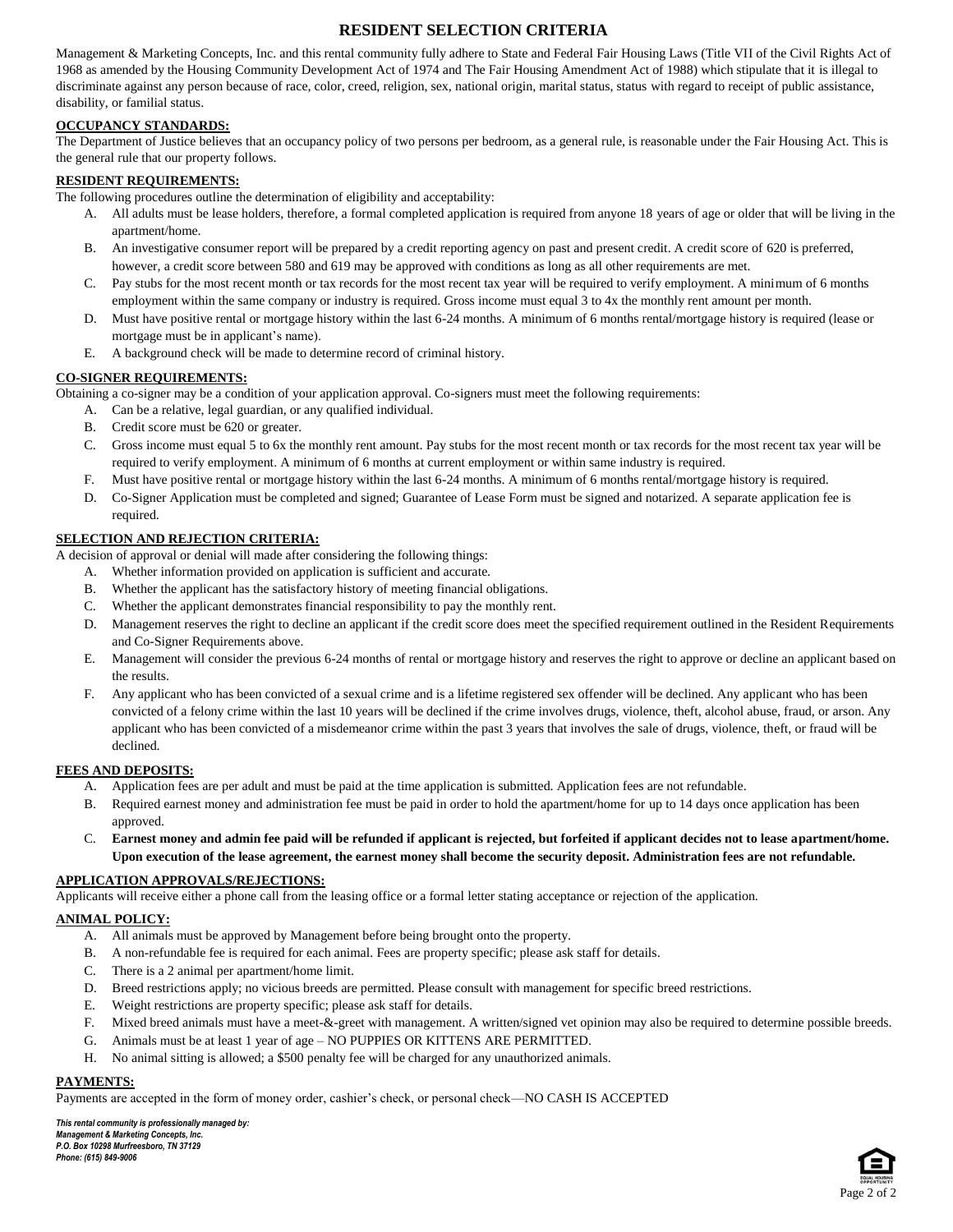# RESIDENT SELECTION CRITERIA

Management & Marketing Concepts, Inc. and this rental community fully adhere to State and Federal Fair Housing Laws (Title VII of the Civil Rights Act of 1968 as amended by the Housing Community Development Act of 1974 and The Fair Housing Amendment Act of 1988) which stipulate that it is illegal to discriminate against any person because of race, color, creed, religion, sex, national origin, marital status, status with regard to receipt of public assistance, disability, or familial status.

## OCCUPANCY STANDARDS:

The Department of Justice believes that an occupancy policy of two persons per bedroom, as a general rule, is reasonable under the Fair Housing Act. This is the general rule that our property follows.

## RESIDENT REQUIREMENTS:

The following procedures outline the determination of eligibility and acceptability:

A. All adults must be lease holders, therefore, a formal completed application is required from anyone 18 years of age or older that will be living in the apartment/home.
B. An investigative consumer report will be prepared by a credit reporting agency on past and present credit. A credit score of 620 is preferred, however, a credit score between 580 and 619 may be approved with conditions as long as all other requirements are met.
C. Pay stubs for the most recent month or tax records for the most recent tax year will be required to verify employment. A minimum of 6 months employment within the same company or industry is required. Gross income must equal 3 to 4x the monthly rent amount per month.
D. Must have positive rental or mortgage history within the last 6-24 months. A minimum of 6 months rental/mortgage history is required (lease or mortgage must be in applicant's name).
E. A background check will be made to determine record of criminal history.

## CO-SIGNER REQUIREMENTS:

Obtaining a co-signer may be a condition of your application approval. Co-signers must meet the following requirements:

A. Can be a relative, legal guardian, or any qualified individual.
B. Credit score must be 620 or greater.
C. Gross income must equal 5 to 6x the monthly rent amount. Pay stubs for the most recent month or tax records for the most recent tax year will be required to verify employment. A minimum of 6 months at current employment or within same industry is required.
F. Must have positive rental or mortgage history within the last 6-24 months. A minimum of 6 months rental/mortgage history is required.
D. Co-Signer Application must be completed and signed; Guarantee of Lease Form must be signed and notarized. A separate application fee is required.

## SELECTION AND REJECTION CRITERIA:

A decision of approval or denial will made after considering the following things:

A. Whether information provided on application is sufficient and accurate.
B. Whether the applicant has the satisfactory history of meeting financial obligations.
C. Whether the applicant demonstrates financial responsibility to pay the monthly rent.
D. Management reserves the right to decline an applicant if the credit score does meet the specified requirement outlined in the Resident Requirements and Co-Signer Requirements above.
E. Management will consider the previous 6-24 months of rental or mortgage history and reserves the right to approve or decline an applicant based on the results.
F. Any applicant who has been convicted of a sexual crime and is a lifetime registered sex offender will be declined. Any applicant who has been convicted of a felony crime within the last 10 years will be declined if the crime involves drugs, violence, theft, alcohol abuse, fraud, or arson. Any applicant who has been convicted of a misdemeanor crime within the past 3 years that involves the sale of drugs, violence, theft, or fraud will be declined.

## FEES AND DEPOSITS:

A. Application fees are per adult and must be paid at the time application is submitted. Application fees are not refundable.
B. Required earnest money and administration fee must be paid in order to hold the apartment/home for up to 14 days once application has been approved.
C. **Earnest money and admin fee paid will be refunded if applicant is rejected, but forfeited if applicant decides not to lease apartment/home. Upon execution of the lease agreement, the earnest money shall become the security deposit. Administration fees are not refundable.**

## APPLICATION APPROVALS/REJECTIONS:

Applicants will receive either a phone call from the leasing office or a formal letter stating acceptance or rejection of the application.

## ANIMAL POLICY:

A. All animals must be approved by Management before being brought onto the property.
B. A non-refundable fee is required for each animal. Fees are property specific; please ask staff for details.
C. There is a 2 animal per apartment/home limit.
D. Breed restrictions apply; no vicious breeds are permitted. Please consult with management for specific breed restrictions.
E. Weight restrictions are property specific; please ask staff for details.
F. Mixed breed animals must have a meet-&-greet with management. A written/signed vet opinion may also be required to determine possible breeds.
G. Animals must be at least 1 year of age – NO PUPPIES OR KITTENS ARE PERMITTED.
H. No animal sitting is allowed; a $500 penalty fee will be charged for any unauthorized animals.

## PAYMENTS:

Payments are accepted in the form of money order, cashier's check, or personal check—NO CASH IS ACCEPTED

***This rental community is professionally managed by:***
***Management & Marketing Concepts, Inc.***
***P.O. Box 10298 Murfreesboro, TN 37129***
***Phone: (615) 849-9006***

EQUAL HOUSING OPPORTUNITY